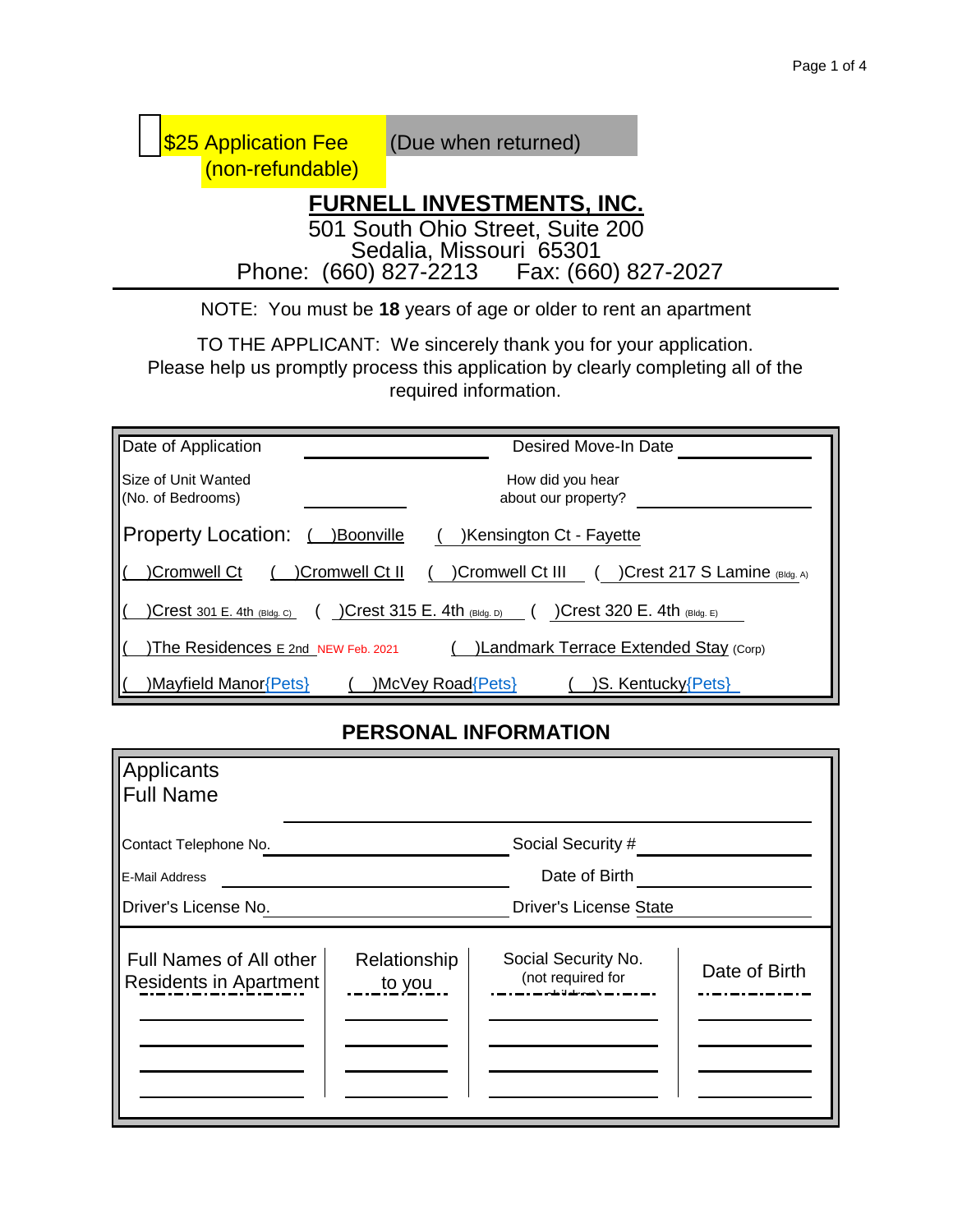☐ $25 Application Fee (non-refundable) (Due when returned)

# FURNELL INVESTMENTS, INC.

501 South Ohio Street, Suite 200
Sedalia, Missouri 65301
Phone: (660) 827-2213 Fax: (660) 827-2027

NOTE: You must be **18** years of age or older to rent an apartment

TO THE APPLICANT: We sincerely thank you for your application. Please help us promptly process this application by clearly completing all of the required information.

Date of Application ______________ Desired Move-In Date ______________

Size of Unit Wanted (No. of Bedrooms) ______________ How did you hear about our property? ______________

Property Location: ( )Boonville ( )Kensington Ct - Fayette

( )Cromwell Ct ( )Cromwell Ct II ( )Cromwell Ct III ( )Crest 217 S Lamine (Bldg. A)

( )Crest 301 E. 4th (Bldg. C) ( )Crest 315 E. 4th (Bldg. D) ( )Crest 320 E. 4th (Bldg. E)

( )The Residences E 2nd NEW Feb. 2021 ( )Landmark Terrace Extended Stay (Corp)

( )Mayfield Manor{Pets} ( )McVey Road{Pets} ( )S. Kentucky{Pets}

## PERSONAL INFORMATION

Applicants Full Name ______________________________

Contact Telephone No. ______________ Social Security # ______________

E-Mail Address ______________ Date of Birth ______________

Driver's License No. ______________ Driver's License State ______________

| Full Names of All other Residents in Apartment | Relationship to you | Social Security No. (not required for children) | Date of Birth |
|---|---|---|---|
| | | | |
| | | | |
| | | | |
| | | | |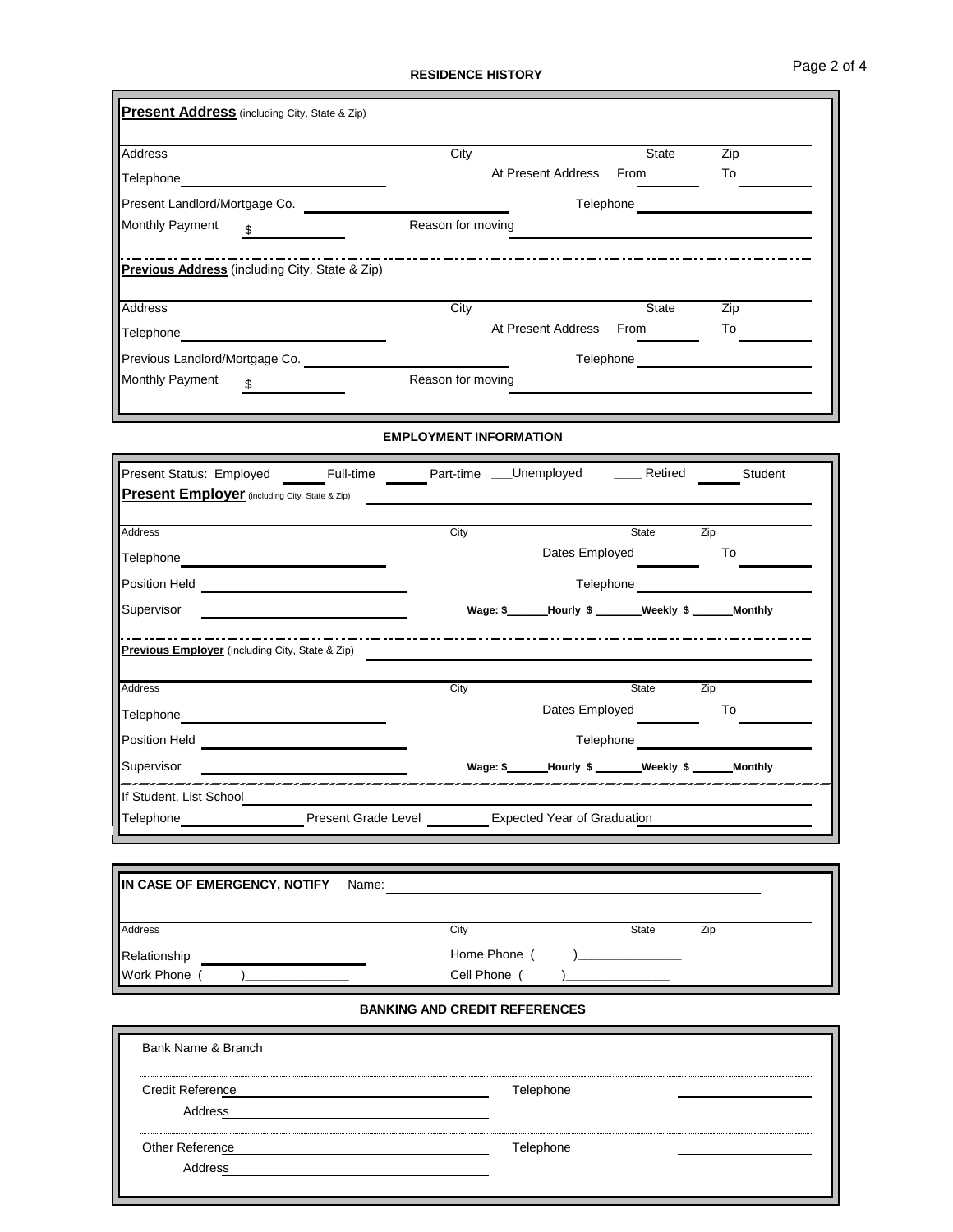## RESIDENCE HISTORY

**Present Address** (including City, State & Zip)

Address | City | State | Zip

Telephone ______________ At Present Address From ________ To ________

Present Landlord/Mortgage Co. ______________ Telephone ______________

Monthly Payment $ ________ Reason for moving ______________

**Previous Address** (including City, State & Zip)

Address | City | State | Zip

Telephone ______________ At Present Address From ________ To ________

Previous Landlord/Mortgage Co. ______________ Telephone ______________

Monthly Payment $ ________ Reason for moving ______________

## EMPLOYMENT INFORMATION

Present Status: Employed ______ Full-time ______ Part-time ___Unemployed ____ Retired ______ Student

**Present Employer** (including City, State & Zip) ______________

Address | City | State | Zip

Telephone ______________ Dates Employed ________ To ________

Position Held ______________ Telephone ______________

Supervisor ______________ **Wage: $______Hourly $ _______Weekly $ ______Monthly**

**Previous Employer** (including City, State & Zip) ______________

Address | City | State | Zip

Telephone ______________ Dates Employed ________ To ________

Position Held ______________ Telephone ______________

Supervisor ______________ **Wage: $______Hourly $ _______Weekly $ ______Monthly**

If Student, List School ______________

Telephone ______________ Present Grade Level ________ Expected Year of Graduation ______________

**IN CASE OF EMERGENCY, NOTIFY** Name: ______________

Address | City | State | Zip

Relationship ______________ Home Phone ( )______________

Work Phone ( )______________ Cell Phone ( )______________

## BANKING AND CREDIT REFERENCES

Bank Name & Branch ______________

Credit Reference ______________ Telephone ______________

Address ______________

Other Reference ______________ Telephone ______________

Address ______________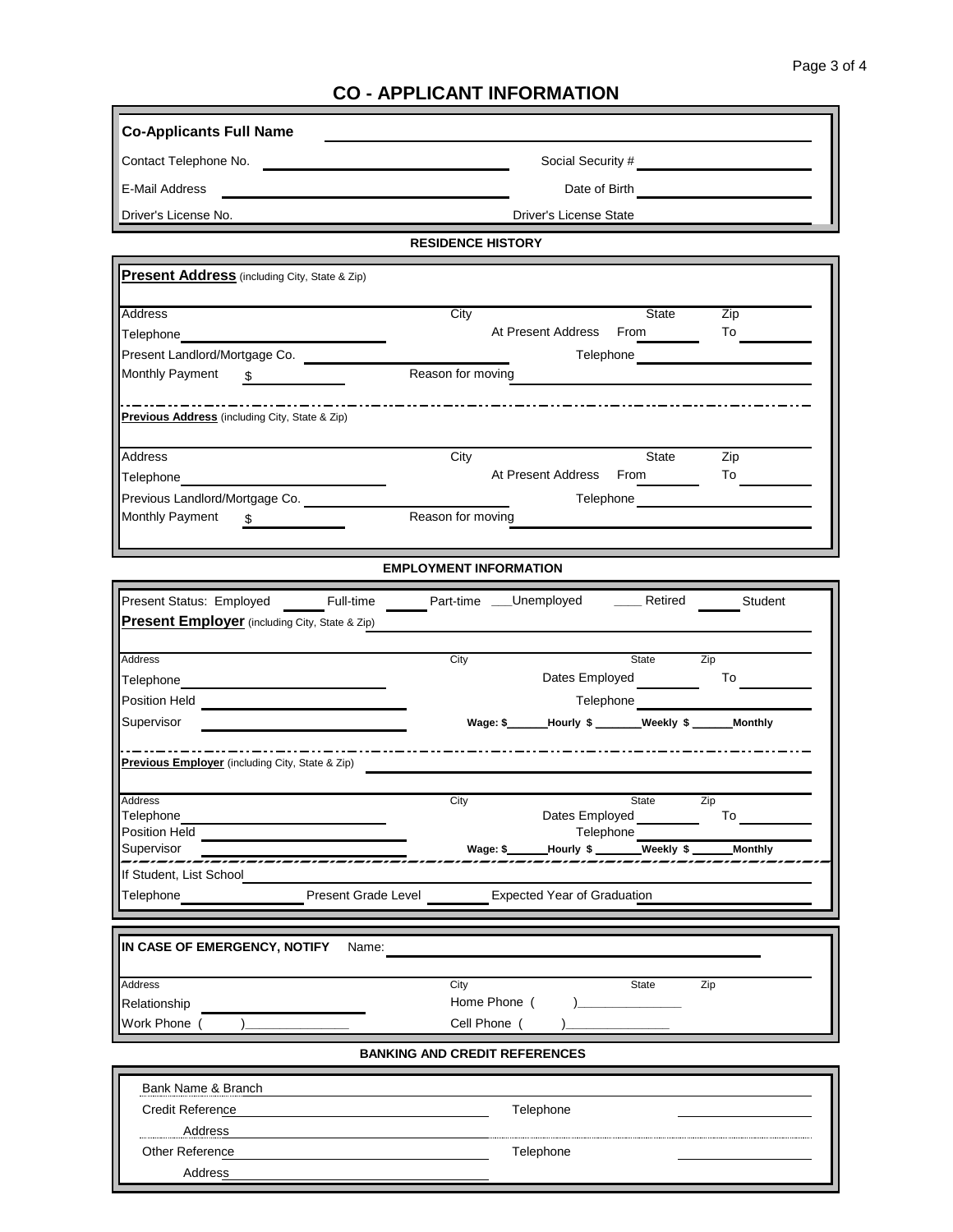# CO - APPLICANT INFORMATION

**Co-Applicants Full Name** ______________________________

Contact Telephone No. ______________________ Social Security # ______________________

E-Mail Address ______________________ Date of Birth ______________________

Driver's License No. Driver's License State

## RESIDENCE HISTORY

**Present Address** (including City, State & Zip)

Address City State Zip

Telephone ______________________ At Present Address From ________ To ________

Present Landlord/Mortgage Co. ______________________ Telephone ______________________

Monthly Payment $ __________ Reason for moving ______________________

**Previous Address** (including City, State & Zip)

Address City State Zip

Telephone ______________________ At Present Address From ________ To ________

Previous Landlord/Mortgage Co. ______________________ Telephone ______________________

Monthly Payment $ __________ Reason for moving ______________________

## EMPLOYMENT INFORMATION

Present Status: Employed ______ Full-time ______ Part-time ___Unemployed ____ Retired ______ Student

**Present Employer** (including City, State & Zip) ______________________

Address City State Zip

Telephone ______________________ Dates Employed ________ To ________

Position Held ______________________ Telephone ______________________

Supervisor ______________________ **Wage: $\_\_\_\_\_\_Hourly $ \_\_\_\_\_\_\_Weekly $ \_\_\_\_\_\_Monthly**

**Previous Employer** (including City, State & Zip) ______________________

Address City State Zip

Telephone ______________________ Dates Employed ________ To ________

Position Held ______________________ Telephone ______________________

Supervisor ______________________ **Wage: $\_\_\_\_\_\_Hourly $ \_\_\_\_\_\_\_Weekly $ \_\_\_\_\_\_Monthly**

If Student, List School ______________________

Telephone __________ Present Grade Level __________ Expected Year of Graduation __________

**IN CASE OF EMERGENCY, NOTIFY** Name: ______________________

Address City State Zip

Relationship ______________________ Home Phone ( )______________

Work Phone ( )______________ Cell Phone ( )______________

## BANKING AND CREDIT REFERENCES

Bank Name & Branch ______________________

Credit Reference ______________________ Telephone ______________________

Address ______________________

Other Reference ______________________ Telephone ______________________

Address ______________________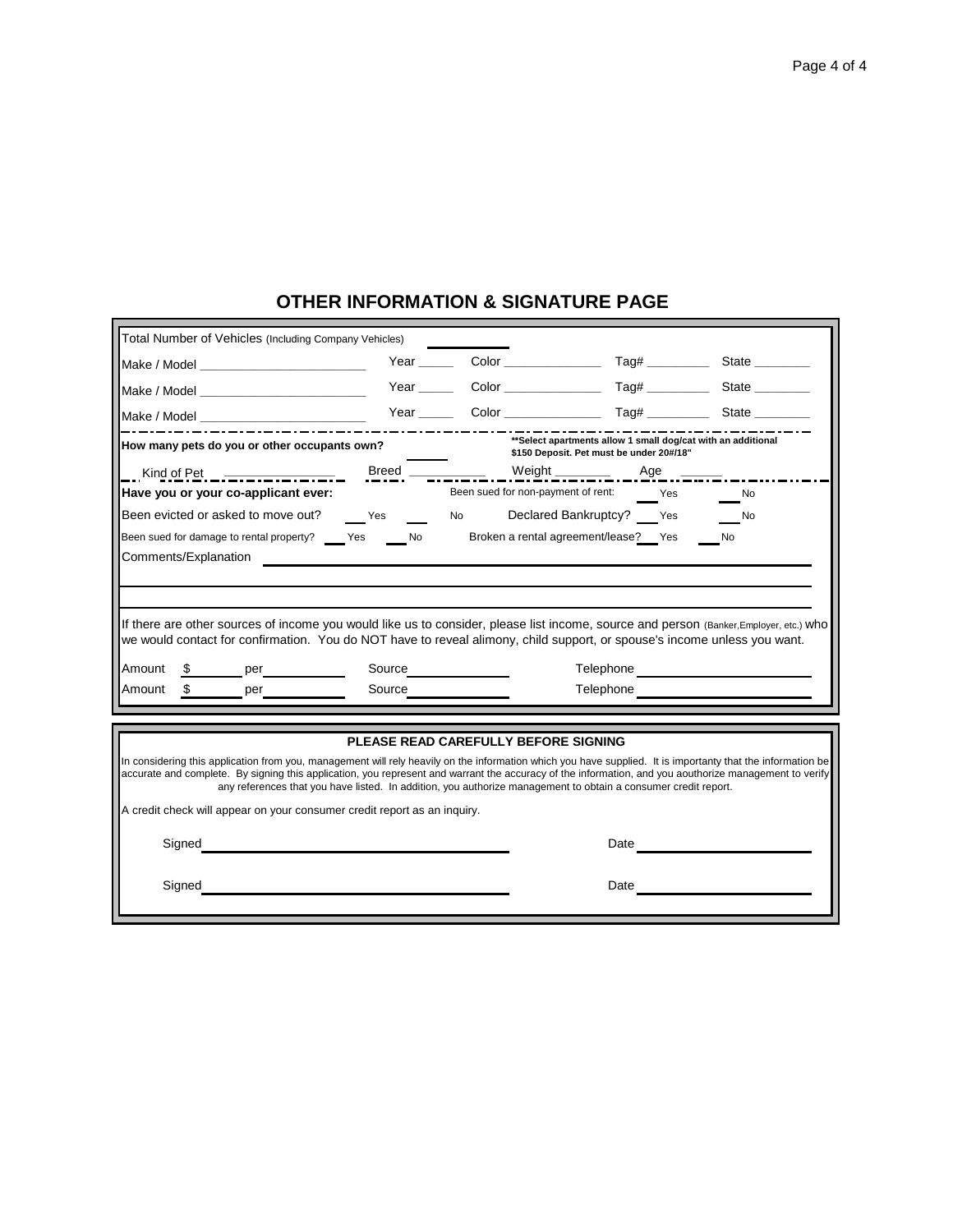# OTHER INFORMATION & SIGNATURE PAGE

Total Number of Vehicles (Including Company Vehicles) ________

Make / Model ________________________ Year _____ Color ______________ Tag# _________ State ________

Make / Model ________________________ Year _____ Color ______________ Tag# _________ State ________

Make / Model ________________________ Year _____ Color ______________ Tag# _________ State ________

**How many pets do you or other occupants own?** ______

**\*\*Select apartments allow 1 small dog/cat with an additional $150 Deposit. Pet must be under 20#/18"**

Kind of Pet ________________ Breed ___________ Weight ________ Age ______

**Have you or your co-applicant ever:**

Been sued for non-payment of rent: ___ Yes ___ No

Been evicted or asked to move out? ___ Yes ___ No

Declared Bankruptcy? ___ Yes ___ No

Been sued for damage to rental property? ___ Yes ___ No

Broken a rental agreement/lease? ___ Yes ___ No

Comments/Explanation ________________________________________________

If there are other sources of income you would like us to consider, please list income, source and person (Banker,Employer, etc.) who we would contact for confirmation. You do NOT have to reveal alimony, child support, or spouse's income unless you want.

Amount $ ______ per __________ Source ______________ Telephone ______________________

Amount $ ______ per __________ Source ______________ Telephone ______________________

**PLEASE READ CAREFULLY BEFORE SIGNING**

In considering this application from you, management will rely heavily on the information which you have supplied. It is importanty that the information be accurate and complete. By signing this application, you represent and warrant the accuracy of the information, and you aouthorize management to verify any references that you have listed. In addition, you authorize management to obtain a consumer credit report.

A credit check will appear on your consumer credit report as an inquiry.

Signed ____________________________________ Date ______________________

Signed ____________________________________ Date ______________________